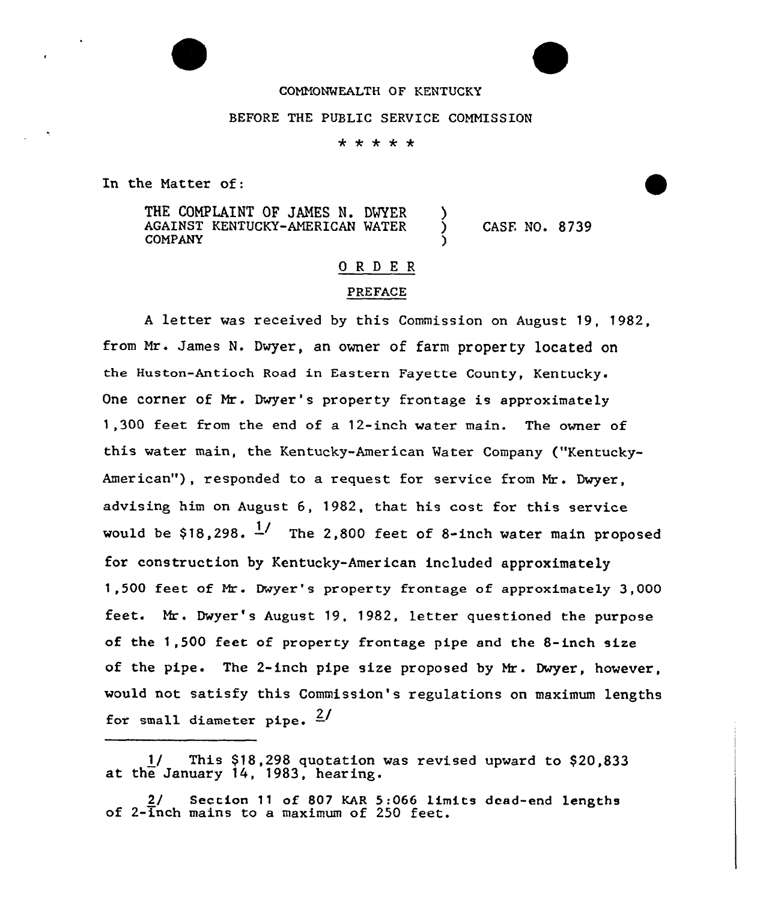COMMONWEALTH OF KENTUCKY

BEFORE THE PUBLIC SERVICE COMMISSION

\* \* \* \* \*

In the Matter of:

| | | |
|---|---|---|
| THE COMPLAINT OF JAMES N. DWYER AGAINST KENTUCKY-AMERICAN WATER COMPANY | ) ) ) | CASE NO. 8739 |

## ORDER

### PREFACE

A letter was received by this Commission on August 19, 1982, from Mr. James N. Dwyer, an owner of farm property located on the Huston-Antioch Road in Eastern Fayette County, Kentucky. One corner of Mr. Dwyer's property frontage is approximately 1,300 feet from the end of a 12-inch water main. The owner of this water main, the Kentucky-American Water Company ("Kentucky-American"), responded to a request for service from Mr. Dwyer, advising him on August 6, 1982, that his cost for this service would be $18,298. [1/] The 2,800 feet of 8-inch water main proposed for construction by Kentucky-American included approximately 1,500 feet of Mr. Dwyer's property frontage of approximately 3,000 feet. Mr. Dwyer's August 19, 1982, letter questioned the purpose of the 1,500 feet of property frontage pipe and the 8-inch size of the pipe. The 2-inch pipe size proposed by Mr. Dwyer, however, would not satisfy this Commission's regulations on maximum lengths for small diameter pipe. [2/]

---

1/ This $18,298 quotation was revised upward to $20,833 at the January 14, 1983, hearing.

2/ Section 11 of 807 KAR 5:066 limits dead-end lengths of 2-inch mains to a maximum of 250 feet.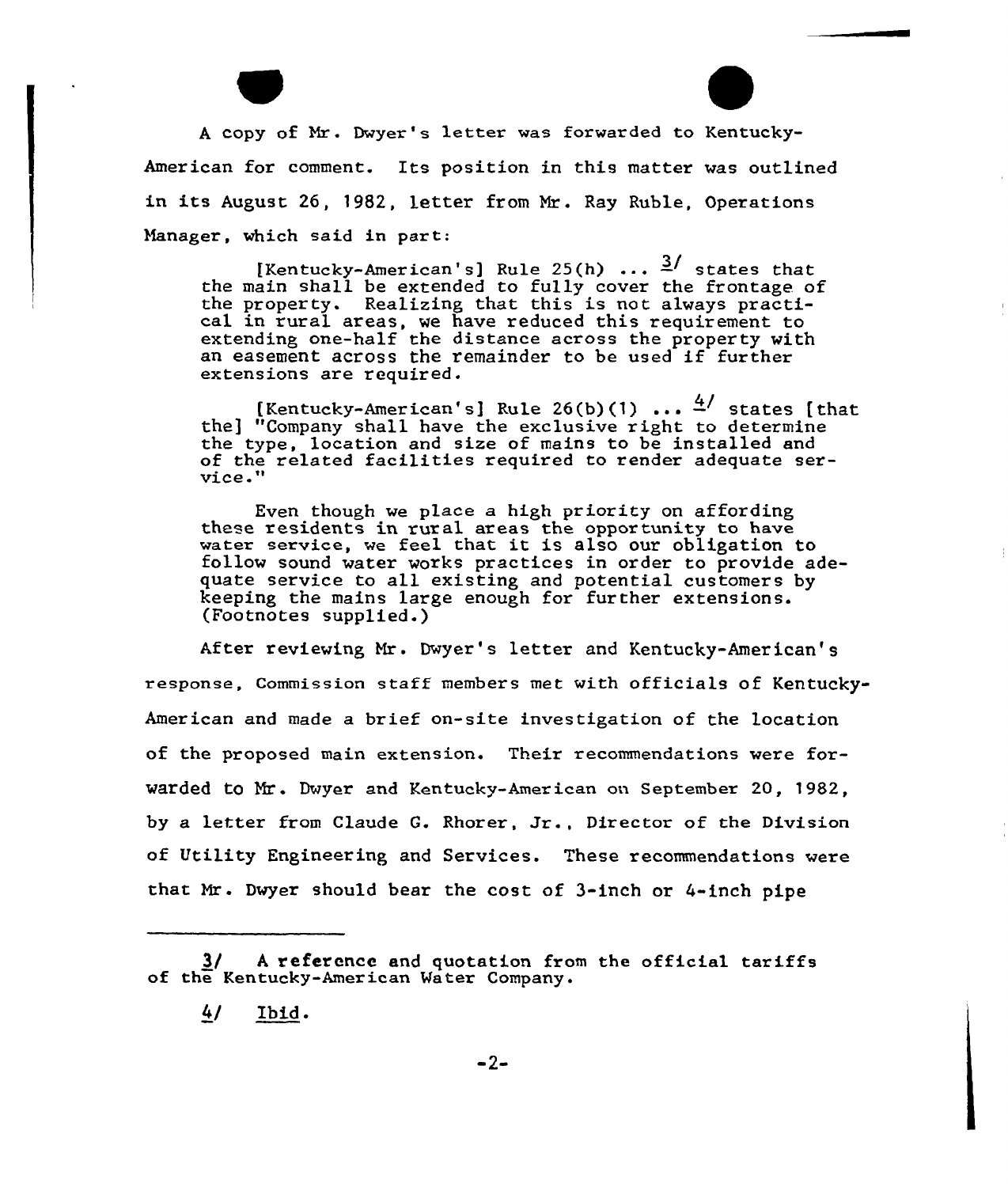A copy of Mr. Dwyer's letter was forwarded to Kentucky-American for comment. Its position in this matter was outlined in its August 26, 1982, letter from Mr. Ray Ruble, Operations Manager, which said in part:

> [Kentucky-American's] Rule 25(h) ... [3] states that the main shall be extended to fully cover the frontage of the property. Realizing that this is not always practical in rural areas, we have reduced this requirement to extending one-half the distance across the property with an easement across the remainder to be used if further extensions are required.
>
> [Kentucky-American's] Rule 26(b)(1) ... [4] states [that the] "Company shall have the exclusive right to determine the type, location and size of mains to be installed and of the related facilities required to render adequate service."
>
> Even though we place a high priority on affording these residents in rural areas the opportunity to have water service, we feel that it is also our obligation to follow sound water works practices in order to provide adequate service to all existing and potential customers by keeping the mains large enough for further extensions. (Footnotes supplied.)

After reviewing Mr. Dwyer's letter and Kentucky-American's response, Commission staff members met with officials of Kentucky-American and made a brief on-site investigation of the location of the proposed main extension. Their recommendations were forwarded to Mr. Dwyer and Kentucky-American on September 20, 1982, by a letter from Claude G. Rhorer, Jr., Director of the Division of Utility Engineering and Services. These recommendations were that Mr. Dwyer should bear the cost of 3-inch or 4-inch pipe

---

3/ A reference and quotation from the official tariffs of the Kentucky-American Water Company.

4/ Ibid.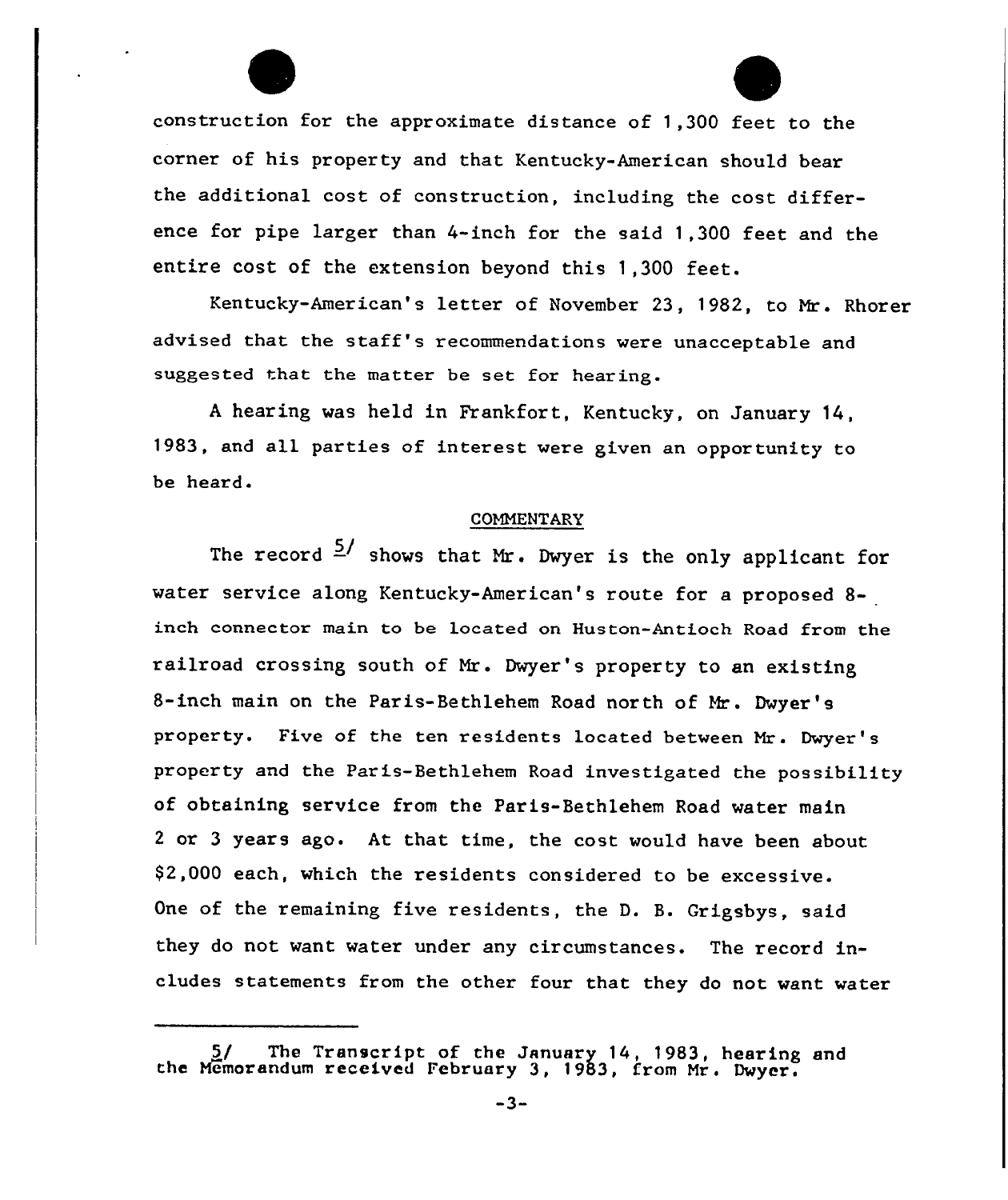construction for the approximate distance of 1,300 feet to the corner of his property and that Kentucky-American should bear the additional cost of construction, including the cost difference for pipe larger than 4-inch for the said 1,300 feet and the entire cost of the extension beyond this 1,300 feet.

Kentucky-American's letter of November 23, 1982, to Mr. Rhorer advised that the staff's recommendations were unacceptable and suggested that the matter be set for hearing.

A hearing was held in Frankfort, Kentucky, on January 14, 1983, and all parties of interest were given an opportunity to be heard.

## COMMENTARY

The record [5/] shows that Mr. Dwyer is the only applicant for water service along Kentucky-American's route for a proposed 8-inch connector main to be located on Huston-Antioch Road from the railroad crossing south of Mr. Dwyer's property to an existing 8-inch main on the Paris-Bethlehem Road north of Mr. Dwyer's property. Five of the ten residents located between Mr. Dwyer's property and the Paris-Bethlehem Road investigated the possibility of obtaining service from the Paris-Bethlehem Road water main 2 or 3 years ago. At that time, the cost would have been about $2,000 each, which the residents considered to be excessive. One of the remaining five residents, the D. B. Grigsbys, said they do not want water under any circumstances. The record includes statements from the other four that they do not want water

---

5/ The Transcript of the January 14, 1983, hearing and the Memorandum received February 3, 1983, from Mr. Dwyer.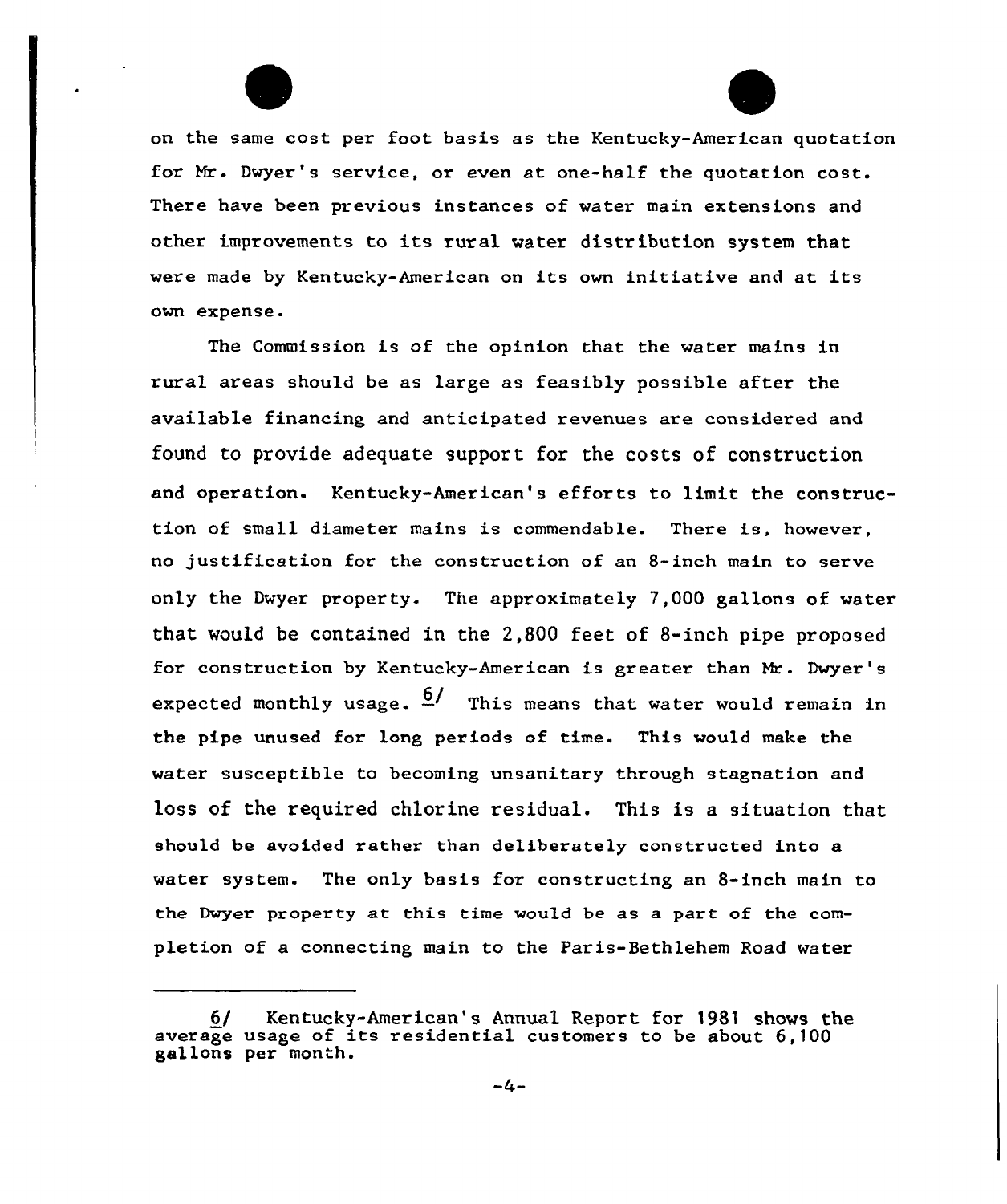on the same cost per foot basis as the Kentucky-American quotation for Mr. Dwyer's service, or even at one-half the quotation cost. There have been previous instances of water main extensions and other improvements to its rural water distribution system that were made by Kentucky-American on its own initiative and at its own expense.

The Commission is of the opinion that the water mains in rural areas should be as large as feasibly possible after the available financing and anticipated revenues are considered and found to provide adequate support for the costs of construction and operation. Kentucky-American's efforts to limit the construction of small diameter mains is commendable. There is, however, no justification for the construction of an 8-inch main to serve only the Dwyer property. The approximately 7,000 gallons of water that would be contained in the 2,800 feet of 8-inch pipe proposed for construction by Kentucky-American is greater than Mr. Dwyer's expected monthly usage. [6] This means that water would remain in the pipe unused for long periods of time. This would make the water susceptible to becoming unsanitary through stagnation and loss of the required chlorine residual. This is a situation that should be avoided rather than deliberately constructed into a water system. The only basis for constructing an 8-inch main to the Dwyer property at this time would be as a part of the completion of a connecting main to the Paris-Bethlehem Road water

---

6/ Kentucky-American's Annual Report for 1981 shows the average usage of its residential customers to be about 6,100 gallons per month.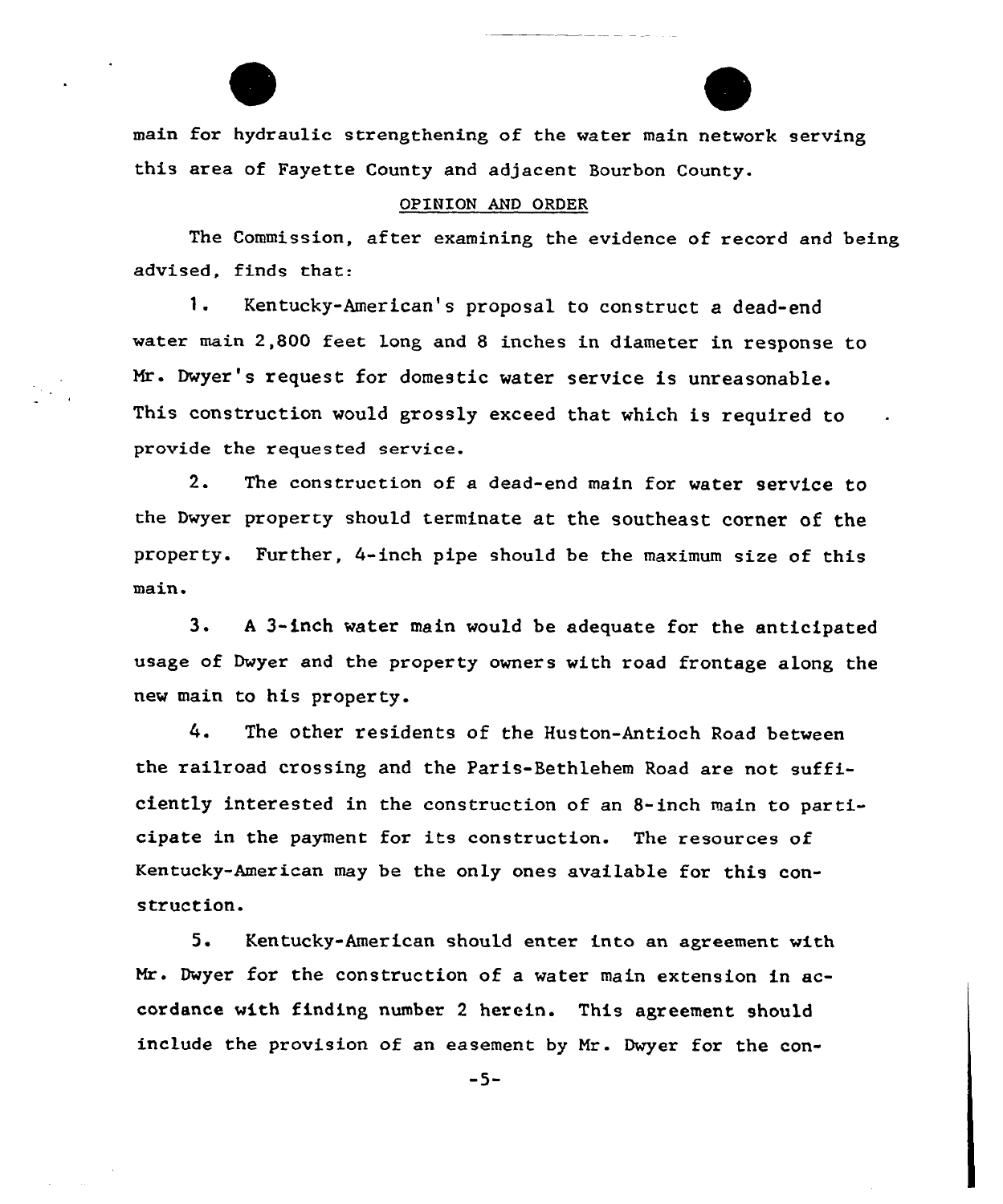main for hydraulic strengthening of the water main network serving this area of Fayette County and adjacent Bourbon County.

## OPINION AND ORDER

The Commission, after examining the evidence of record and being advised, finds that:

1. Kentucky-American's proposal to construct a dead-end water main 2,800 feet long and 8 inches in diameter in response to Mr. Dwyer's request for domestic water service is unreasonable. This construction would grossly exceed that which is required to provide the requested service.

2. The construction of a dead-end main for water service to the Dwyer property should terminate at the southeast corner of the property. Further, 4-inch pipe should be the maximum size of this main.

3. A 3-inch water main would be adequate for the anticipated usage of Dwyer and the property owners with road frontage along the new main to his property.

4. The other residents of the Huston-Antioch Road between the railroad crossing and the Paris-Bethlehem Road are not sufficiently interested in the construction of an 8-inch main to participate in the payment for its construction. The resources of Kentucky-American may be the only ones available for this construction.

5. Kentucky-American should enter into an agreement with Mr. Dwyer for the construction of a water main extension in accordance with finding number 2 herein. This agreement should include the provision of an easement by Mr. Dwyer for the con-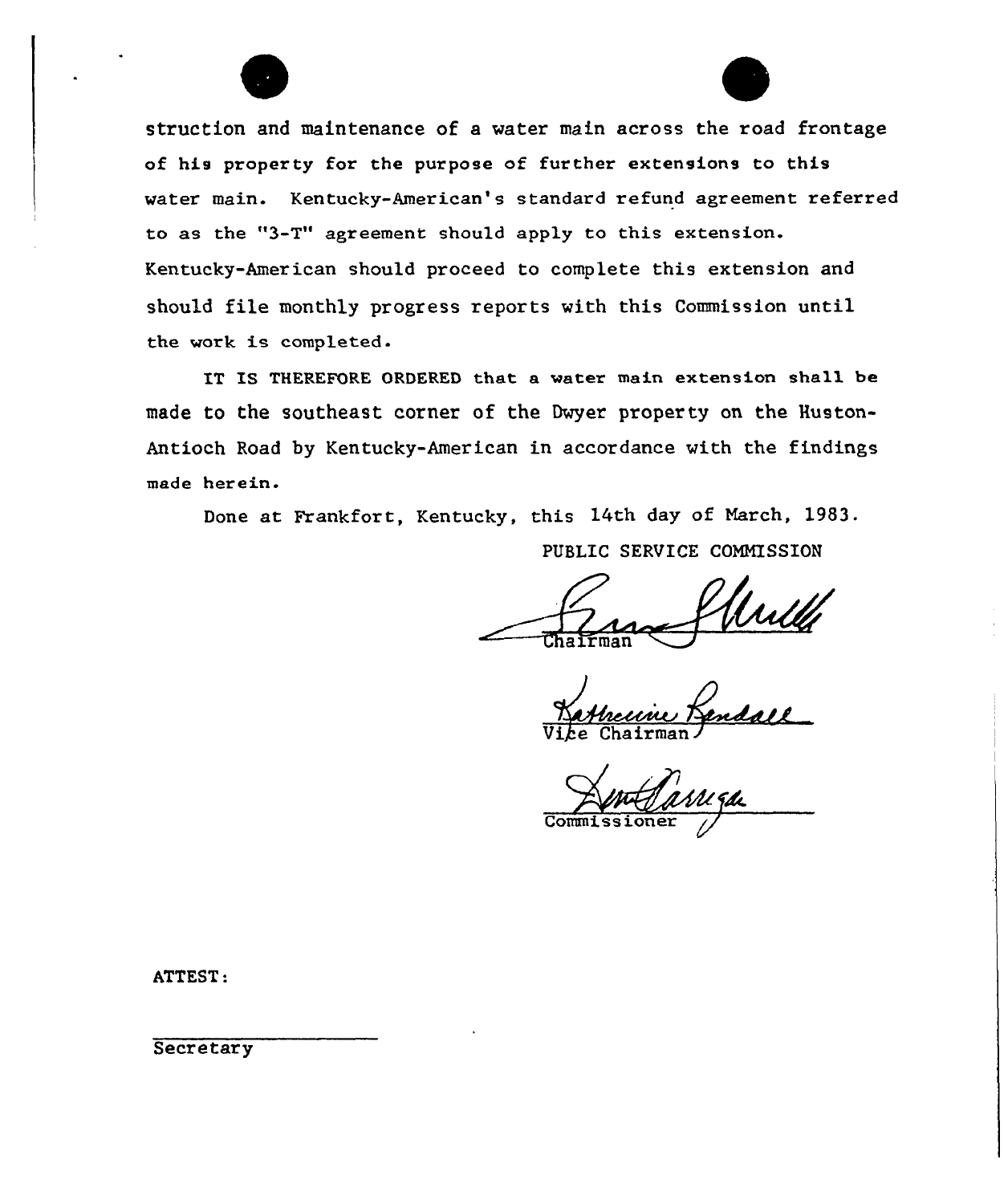struction and maintenance of a water main across the road frontage of his property for the purpose of further extensions to this water main. Kentucky-American's standard refund agreement referred to as the "3-T" agreement should apply to this extension. Kentucky-American should proceed to complete this extension and should file monthly progress reports with this Commission until the work is completed.

IT IS THEREFORE ORDERED that a water main extension shall be made to the southeast corner of the Dwyer property on the Huston-Antioch Road by Kentucky-American in accordance with the findings made herein.

Done at Frankfort, Kentucky, this 14th day of March, 1983.

PUBLIC SERVICE COMMISSION

Chairman

Vice Chairman

Commissioner

ATTEST:

Secretary